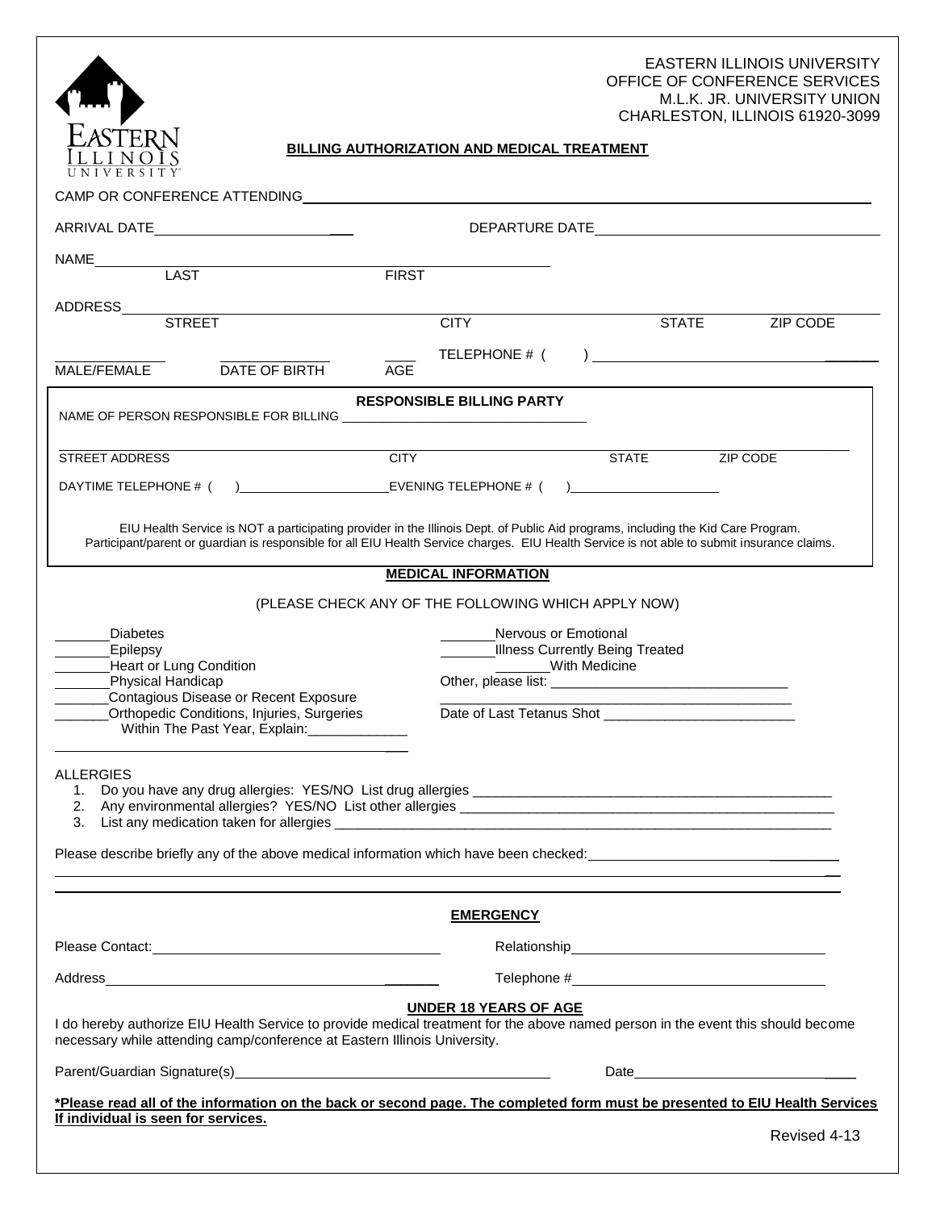EASTERN ILLINOIS UNIVERSITY
OFFICE OF CONFERENCE SERVICES
M.L.K. JR. UNIVERSITY UNION
CHARLESTON, ILLINOIS 61920-3099

## BILLING AUTHORIZATION AND MEDICAL TREATMENT

CAMP OR CONFERENCE ATTENDING ______________________________

ARRIVAL DATE ______________________ DEPARTURE DATE ______________________

NAME ______________________________
LAST FIRST

ADDRESS ______________________________
STREET CITY STATE ZIP CODE

__________ __________ ____ TELEPHONE # ( ) ______________________
MALE/FEMALE DATE OF BIRTH AGE

### RESPONSIBLE BILLING PARTY

NAME OF PERSON RESPONSIBLE FOR BILLING ______________________________

______________________________
STREET ADDRESS CITY STATE ZIP CODE

DAYTIME TELEPHONE # ( ) ____________________ EVENING TELEPHONE # ( ) ____________________

EIU Health Service is NOT a participating provider in the Illinois Dept. of Public Aid programs, including the Kid Care Program. Participant/parent or guardian is responsible for all EIU Health Service charges. EIU Health Service is not able to submit insurance claims.

### MEDICAL INFORMATION

(PLEASE CHECK ANY OF THE FOLLOWING WHICH APPLY NOW)

_______ Diabetes
_______ Epilepsy
_______ Heart or Lung Condition
_______ Physical Handicap
_______ Contagious Disease or Recent Exposure
_______ Orthopedic Conditions, Injuries, Surgeries Within The Past Year, Explain: _____________

_______ Nervous or Emotional
_______ Illness Currently Being Treated
_______ With Medicine
Other, please list: ______________________________
______________________________
Date of Last Tetanus Shot ______________________________

ALLERGIES

1. Do you have any drug allergies: YES/NO List drug allergies ______________________________
2. Any environmental allergies? YES/NO List other allergies ______________________________
3. List any medication taken for allergies ______________________________

Please describe briefly any of the above medical information which have been checked: ______________________________

______________________________

### EMERGENCY

Please Contact: ______________________________ Relationship ______________________________

Address ______________________________ Telephone # ______________________________

### UNDER 18 YEARS OF AGE

I do hereby authorize EIU Health Service to provide medical treatment for the above named person in the event this should become necessary while attending camp/conference at Eastern Illinois University.

Parent/Guardian Signature(s) ______________________________ Date ______________________

**\*Please read all of the information on the back or second page. The completed form must be presented to EIU Health Services If individual is seen for services.**

Revised 4-13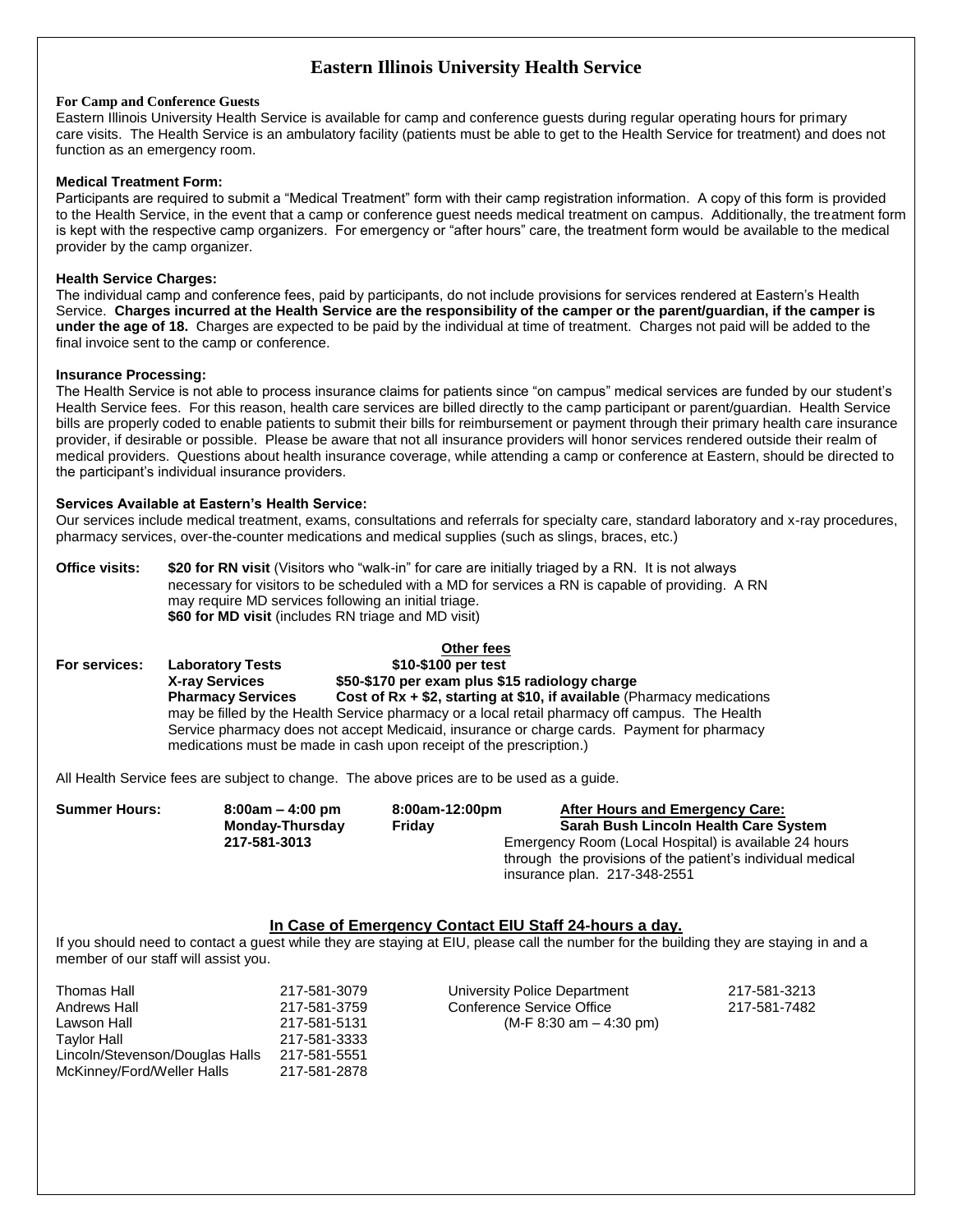# Eastern Illinois University Health Service

**For Camp and Conference Guests**

Eastern Illinois University Health Service is available for camp and conference guests during regular operating hours for primary care visits. The Health Service is an ambulatory facility (patients must be able to get to the Health Service for treatment) and does not function as an emergency room.

**Medical Treatment Form:**

Participants are required to submit a "Medical Treatment" form with their camp registration information. A copy of this form is provided to the Health Service, in the event that a camp or conference guest needs medical treatment on campus. Additionally, the treatment form is kept with the respective camp organizers. For emergency or "after hours" care, the treatment form would be available to the medical provider by the camp organizer.

**Health Service Charges:**

The individual camp and conference fees, paid by participants, do not include provisions for services rendered at Eastern's Health Service. **Charges incurred at the Health Service are the responsibility of the camper or the parent/guardian, if the camper is under the age of 18.** Charges are expected to be paid by the individual at time of treatment. Charges not paid will be added to the final invoice sent to the camp or conference.

**Insurance Processing:**

The Health Service is not able to process insurance claims for patients since "on campus" medical services are funded by our student's Health Service fees. For this reason, health care services are billed directly to the camp participant or parent/guardian. Health Service bills are properly coded to enable patients to submit their bills for reimbursement or payment through their primary health care insurance provider, if desirable or possible. Please be aware that not all insurance providers will honor services rendered outside their realm of medical providers. Questions about health insurance coverage, while attending a camp or conference at Eastern, should be directed to the participant's individual insurance providers.

**Services Available at Eastern's Health Service:**

Our services include medical treatment, exams, consultations and referrals for specialty care, standard laboratory and x-ray procedures, pharmacy services, over-the-counter medications and medical supplies (such as slings, braces, etc.)

**Office visits:** **$20 for RN visit** (Visitors who "walk-in" for care are initially triaged by a RN. It is not always necessary for visitors to be scheduled with a MD for services a RN is capable of providing. A RN may require MD services following an initial triage.
**$60 for MD visit** (includes RN triage and MD visit)

**Other fees**

**For services:**

**Laboratory Tests** — **$10-$100 per test**

**X-ray Services** — **$50-$170 per exam plus $15 radiology charge**

**Pharmacy Services** — **Cost of Rx + $2, starting at $10, if available** (Pharmacy medications may be filled by the Health Service pharmacy or a local retail pharmacy off campus. The Health Service pharmacy does not accept Medicaid, insurance or charge cards. Payment for pharmacy medications must be made in cash upon receipt of the prescription.)

All Health Service fees are subject to change. The above prices are to be used as a guide.

**Summer Hours:** **8:00am – 4:00 pm Monday-Thursday** | **8:00am-12:00pm Friday**
**217-581-3013**

**After Hours and Emergency Care:**
**Sarah Bush Lincoln Health Care System**
Emergency Room (Local Hospital) is available 24 hours through the provisions of the patient's individual medical insurance plan. 217-348-2551

## In Case of Emergency Contact EIU Staff 24-hours a day.

If you should need to contact a guest while they are staying at EIU, please call the number for the building they are staying in and a member of our staff will assist you.

| | |
|---|---|
| Thomas Hall | 217-581-3079 |
| Andrews Hall | 217-581-3759 |
| Lawson Hall | 217-581-5131 |
| Taylor Hall | 217-581-3333 |
| Lincoln/Stevenson/Douglas Halls | 217-581-5551 |
| McKinney/Ford/Weller Halls | 217-581-2878 |
| University Police Department | 217-581-3213 |
| Conference Service Office (M-F 8:30 am – 4:30 pm) | 217-581-7482 |